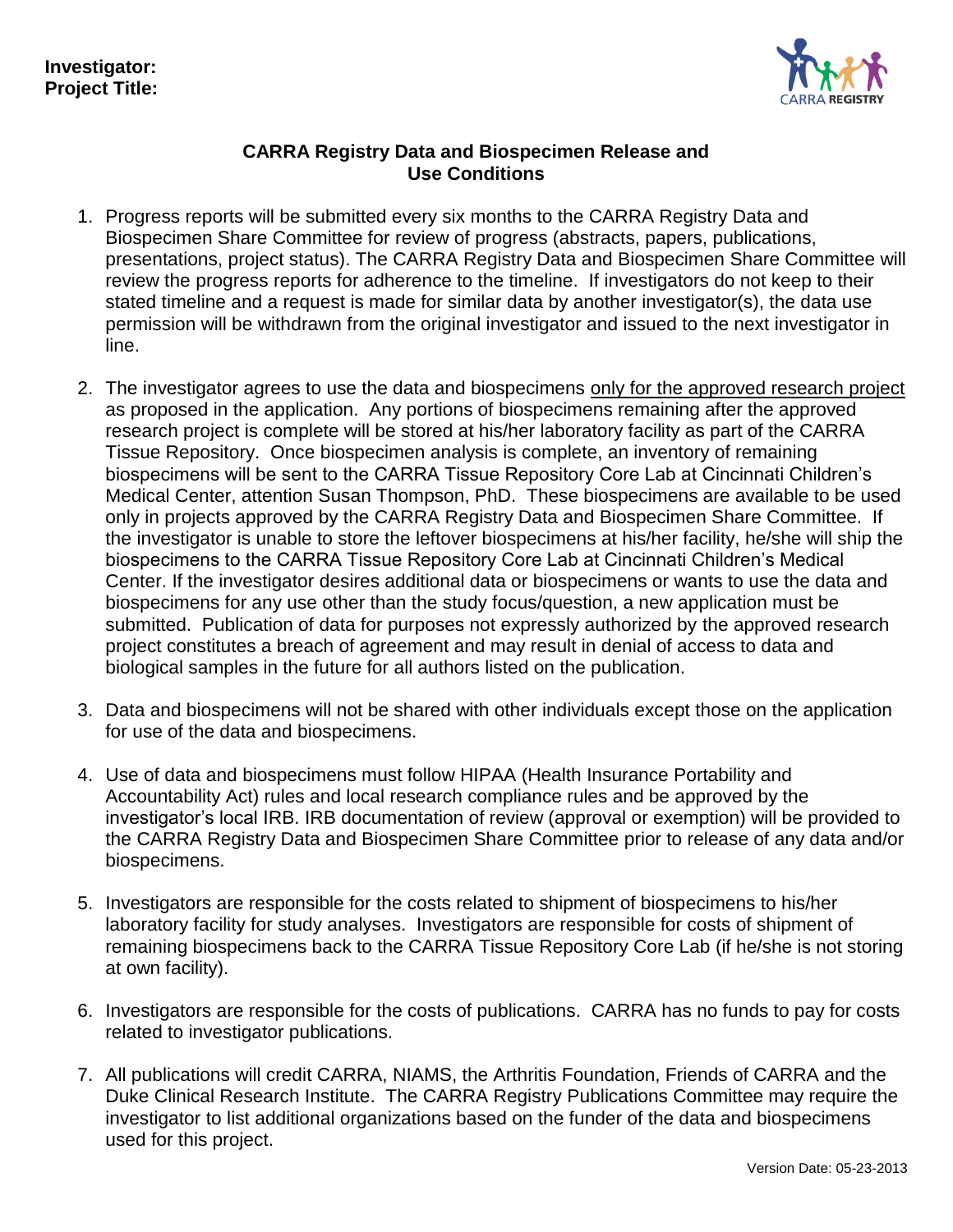**Investigator:**
**Project Title:**

## CARRA Registry Data and Biospecimen Release and Use Conditions

1. Progress reports will be submitted every six months to the CARRA Registry Data and Biospecimen Share Committee for review of progress (abstracts, papers, publications, presentations, project status). The CARRA Registry Data and Biospecimen Share Committee will review the progress reports for adherence to the timeline. If investigators do not keep to their stated timeline and a request is made for similar data by another investigator(s), the data use permission will be withdrawn from the original investigator and issued to the next investigator in line.

2. The investigator agrees to use the data and biospecimens <u>only for the approved research project</u> as proposed in the application. Any portions of biospecimens remaining after the approved research project is complete will be stored at his/her laboratory facility as part of the CARRA Tissue Repository. Once biospecimen analysis is complete, an inventory of remaining biospecimens will be sent to the CARRA Tissue Repository Core Lab at Cincinnati Children's Medical Center, attention Susan Thompson, PhD. These biospecimens are available to be used only in projects approved by the CARRA Registry Data and Biospecimen Share Committee. If the investigator is unable to store the leftover biospecimens at his/her facility, he/she will ship the biospecimens to the CARRA Tissue Repository Core Lab at Cincinnati Children's Medical Center. If the investigator desires additional data or biospecimens or wants to use the data and biospecimens for any use other than the study focus/question, a new application must be submitted. Publication of data for purposes not expressly authorized by the approved research project constitutes a breach of agreement and may result in denial of access to data and biological samples in the future for all authors listed on the publication.

3. Data and biospecimens will not be shared with other individuals except those on the application for use of the data and biospecimens.

4. Use of data and biospecimens must follow HIPAA (Health Insurance Portability and Accountability Act) rules and local research compliance rules and be approved by the investigator's local IRB. IRB documentation of review (approval or exemption) will be provided to the CARRA Registry Data and Biospecimen Share Committee prior to release of any data and/or biospecimens.

5. Investigators are responsible for the costs related to shipment of biospecimens to his/her laboratory facility for study analyses. Investigators are responsible for costs of shipment of remaining biospecimens back to the CARRA Tissue Repository Core Lab (if he/she is not storing at own facility).

6. Investigators are responsible for the costs of publications. CARRA has no funds to pay for costs related to investigator publications.

7. All publications will credit CARRA, NIAMS, the Arthritis Foundation, Friends of CARRA and the Duke Clinical Research Institute. The CARRA Registry Publications Committee may require the investigator to list additional organizations based on the funder of the data and biospecimens used for this project.

Version Date: 05-23-2013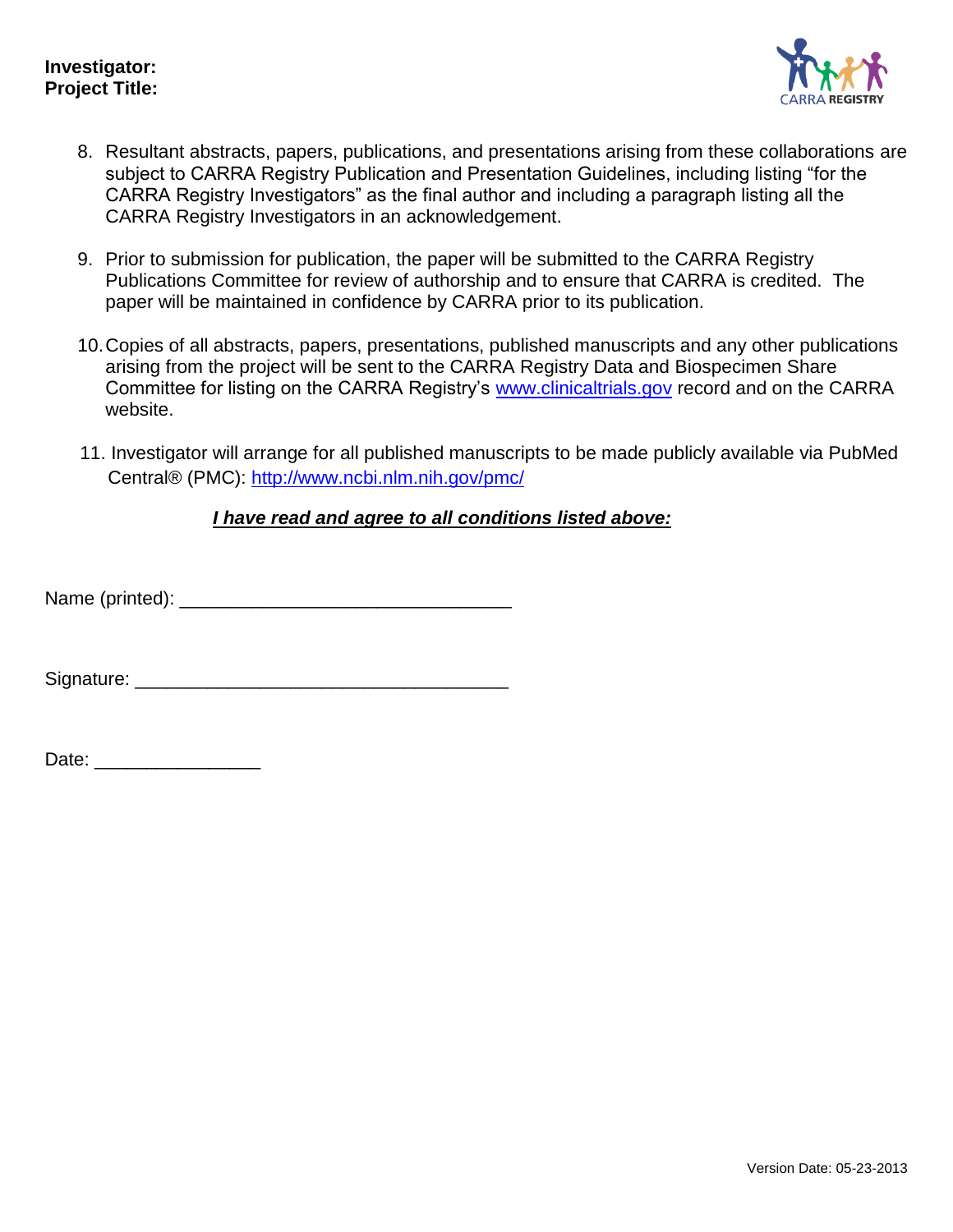**Investigator:**
**Project Title:**

8. Resultant abstracts, papers, publications, and presentations arising from these collaborations are subject to CARRA Registry Publication and Presentation Guidelines, including listing "for the CARRA Registry Investigators" as the final author and including a paragraph listing all the CARRA Registry Investigators in an acknowledgement.

9. Prior to submission for publication, the paper will be submitted to the CARRA Registry Publications Committee for review of authorship and to ensure that CARRA is credited. The paper will be maintained in confidence by CARRA prior to its publication.

10. Copies of all abstracts, papers, presentations, published manuscripts and any other publications arising from the project will be sent to the CARRA Registry Data and Biospecimen Share Committee for listing on the CARRA Registry's [www.clinicaltrials.gov](http://www.clinicaltrials.gov) record and on the CARRA website.

11. Investigator will arrange for all published manuscripts to be made publicly available via PubMed Central® (PMC): [http://www.ncbi.nlm.nih.gov/pmc/](http://www.ncbi.nlm.nih.gov/pmc/)

***I have read and agree to all conditions listed above:***

Name (printed): ________________________________

Signature: ____________________________________

Date: ________________

Version Date: 05-23-2013